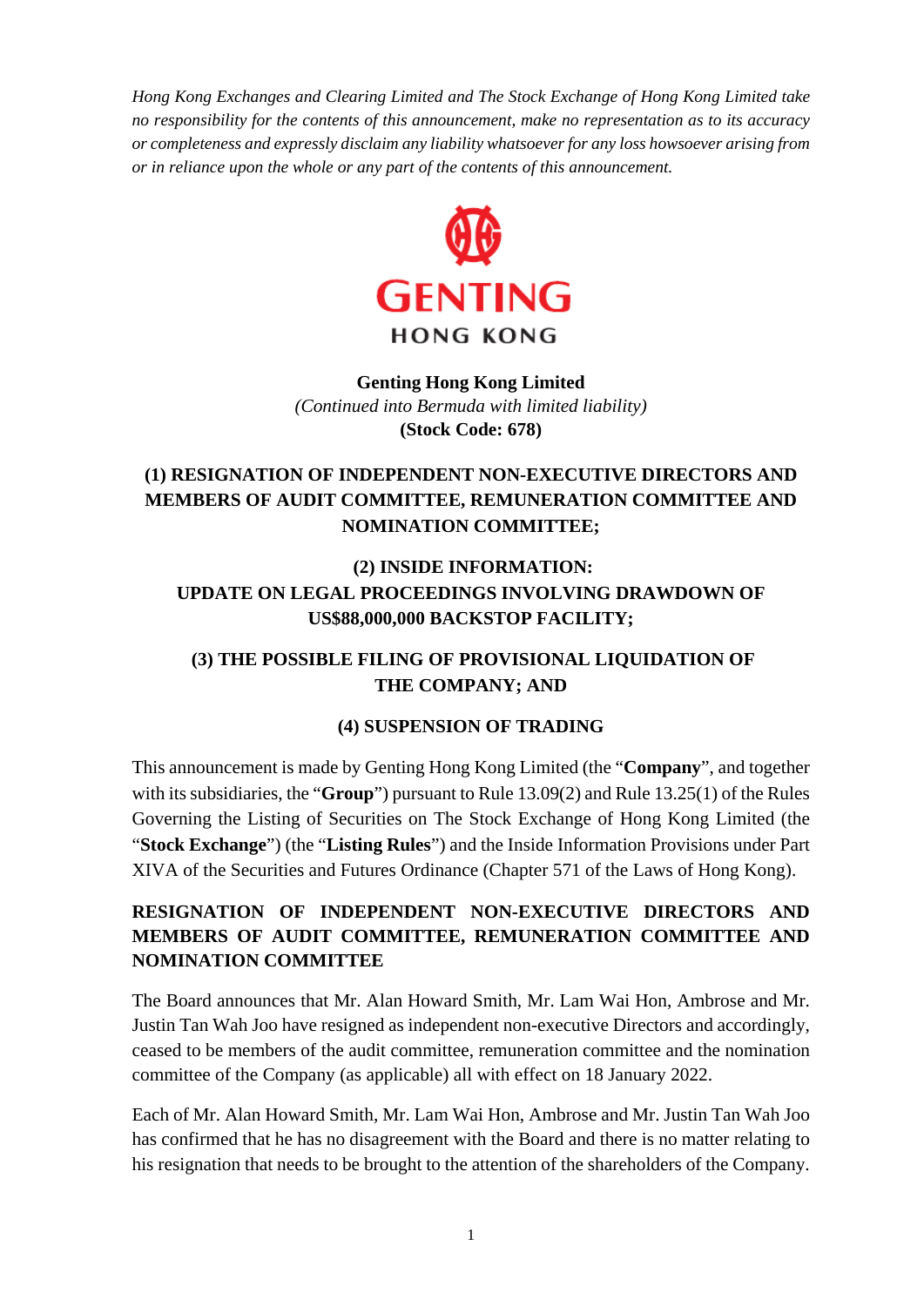*Hong Kong Exchanges and Clearing Limited and The Stock Exchange of Hong Kong Limited take no responsibility for the contents of this announcement, make no representation as to its accuracy or completeness and expressly disclaim any liability whatsoever for any loss howsoever arising from or in reliance upon the whole or any part of the contents of this announcement.*

**GENTING**
**HONG KONG**

**Genting Hong Kong Limited**
*(Continued into Bermuda with limited liability)*
**(Stock Code: 678)**

## (1) RESIGNATION OF INDEPENDENT NON-EXECUTIVE DIRECTORS AND MEMBERS OF AUDIT COMMITTEE, REMUNERATION COMMITTEE AND NOMINATION COMMITTEE;

## (2) INSIDE INFORMATION: UPDATE ON LEGAL PROCEEDINGS INVOLVING DRAWDOWN OF US$88,000,000 BACKSTOP FACILITY;

## (3) THE POSSIBLE FILING OF PROVISIONAL LIQUIDATION OF THE COMPANY; AND

## (4) SUSPENSION OF TRADING

This announcement is made by Genting Hong Kong Limited (the "**Company**", and together with its subsidiaries, the "**Group**") pursuant to Rule 13.09(2) and Rule 13.25(1) of the Rules Governing the Listing of Securities on The Stock Exchange of Hong Kong Limited (the "**Stock Exchange**") (the "**Listing Rules**") and the Inside Information Provisions under Part XIVA of the Securities and Futures Ordinance (Chapter 571 of the Laws of Hong Kong).

### RESIGNATION OF INDEPENDENT NON-EXECUTIVE DIRECTORS AND MEMBERS OF AUDIT COMMITTEE, REMUNERATION COMMITTEE AND NOMINATION COMMITTEE

The Board announces that Mr. Alan Howard Smith, Mr. Lam Wai Hon, Ambrose and Mr. Justin Tan Wah Joo have resigned as independent non-executive Directors and accordingly, ceased to be members of the audit committee, remuneration committee and the nomination committee of the Company (as applicable) all with effect on 18 January 2022.

Each of Mr. Alan Howard Smith, Mr. Lam Wai Hon, Ambrose and Mr. Justin Tan Wah Joo has confirmed that he has no disagreement with the Board and there is no matter relating to his resignation that needs to be brought to the attention of the shareholders of the Company.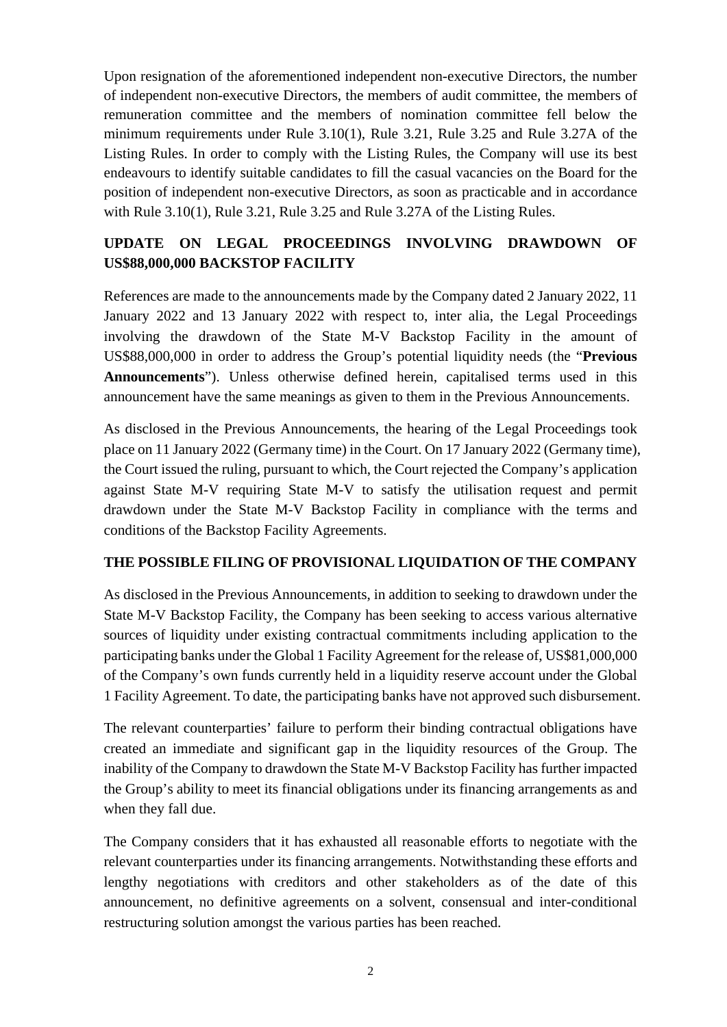Upon resignation of the aforementioned independent non-executive Directors, the number of independent non-executive Directors, the members of audit committee, the members of remuneration committee and the members of nomination committee fell below the minimum requirements under Rule 3.10(1), Rule 3.21, Rule 3.25 and Rule 3.27A of the Listing Rules. In order to comply with the Listing Rules, the Company will use its best endeavours to identify suitable candidates to fill the casual vacancies on the Board for the position of independent non-executive Directors, as soon as practicable and in accordance with Rule 3.10(1), Rule 3.21, Rule 3.25 and Rule 3.27A of the Listing Rules.

## UPDATE ON LEGAL PROCEEDINGS INVOLVING DRAWDOWN OF US$88,000,000 BACKSTOP FACILITY

References are made to the announcements made by the Company dated 2 January 2022, 11 January 2022 and 13 January 2022 with respect to, inter alia, the Legal Proceedings involving the drawdown of the State M-V Backstop Facility in the amount of US$88,000,000 in order to address the Group's potential liquidity needs (the "**Previous Announcements**"). Unless otherwise defined herein, capitalised terms used in this announcement have the same meanings as given to them in the Previous Announcements.

As disclosed in the Previous Announcements, the hearing of the Legal Proceedings took place on 11 January 2022 (Germany time) in the Court. On 17 January 2022 (Germany time), the Court issued the ruling, pursuant to which, the Court rejected the Company's application against State M-V requiring State M-V to satisfy the utilisation request and permit drawdown under the State M-V Backstop Facility in compliance with the terms and conditions of the Backstop Facility Agreements.

## THE POSSIBLE FILING OF PROVISIONAL LIQUIDATION OF THE COMPANY

As disclosed in the Previous Announcements, in addition to seeking to drawdown under the State M-V Backstop Facility, the Company has been seeking to access various alternative sources of liquidity under existing contractual commitments including application to the participating banks under the Global 1 Facility Agreement for the release of, US$81,000,000 of the Company's own funds currently held in a liquidity reserve account under the Global 1 Facility Agreement. To date, the participating banks have not approved such disbursement.

The relevant counterparties' failure to perform their binding contractual obligations have created an immediate and significant gap in the liquidity resources of the Group. The inability of the Company to drawdown the State M-V Backstop Facility has further impacted the Group's ability to meet its financial obligations under its financing arrangements as and when they fall due.

The Company considers that it has exhausted all reasonable efforts to negotiate with the relevant counterparties under its financing arrangements. Notwithstanding these efforts and lengthy negotiations with creditors and other stakeholders as of the date of this announcement, no definitive agreements on a solvent, consensual and inter-conditional restructuring solution amongst the various parties has been reached.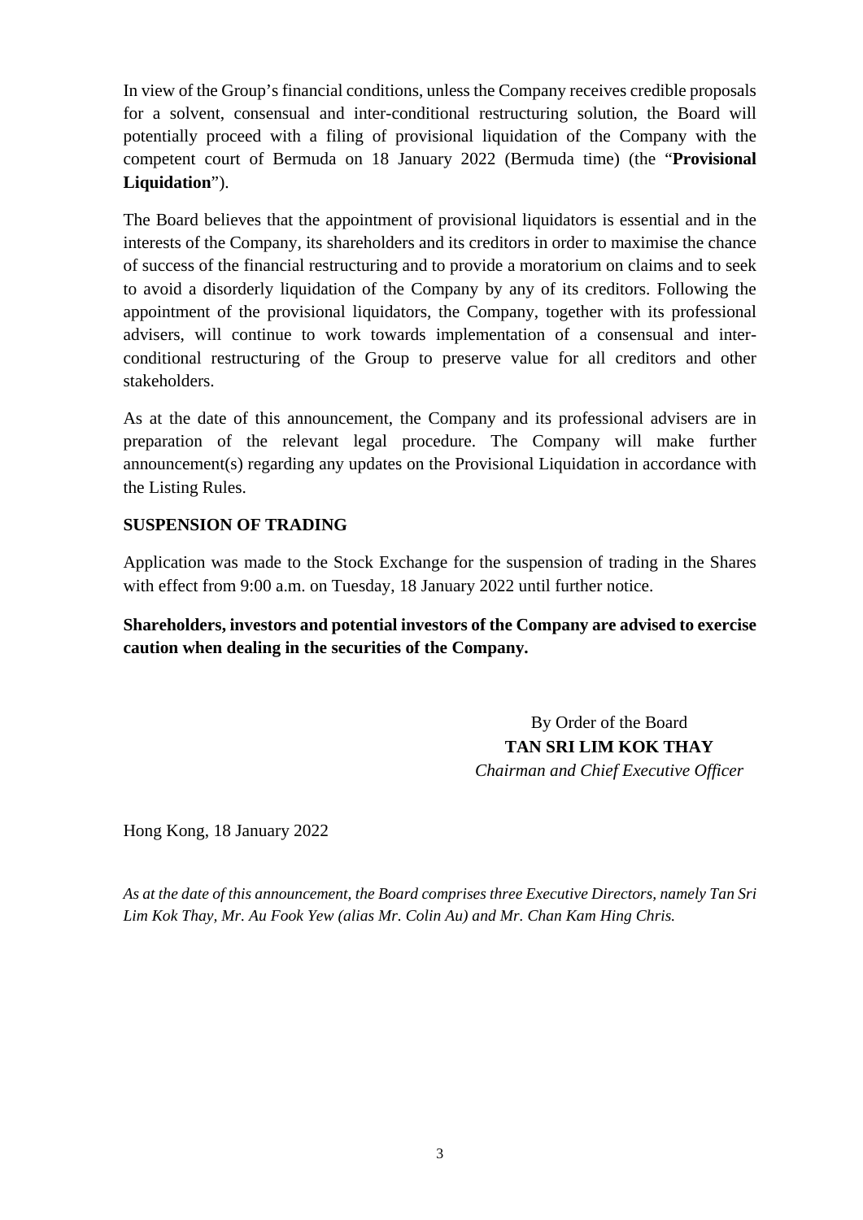In view of the Group's financial conditions, unless the Company receives credible proposals for a solvent, consensual and inter-conditional restructuring solution, the Board will potentially proceed with a filing of provisional liquidation of the Company with the competent court of Bermuda on 18 January 2022 (Bermuda time) (the "**Provisional Liquidation**").

The Board believes that the appointment of provisional liquidators is essential and in the interests of the Company, its shareholders and its creditors in order to maximise the chance of success of the financial restructuring and to provide a moratorium on claims and to seek to avoid a disorderly liquidation of the Company by any of its creditors. Following the appointment of the provisional liquidators, the Company, together with its professional advisers, will continue to work towards implementation of a consensual and inter-conditional restructuring of the Group to preserve value for all creditors and other stakeholders.

As at the date of this announcement, the Company and its professional advisers are in preparation of the relevant legal procedure. The Company will make further announcement(s) regarding any updates on the Provisional Liquidation in accordance with the Listing Rules.

## SUSPENSION OF TRADING

Application was made to the Stock Exchange for the suspension of trading in the Shares with effect from 9:00 a.m. on Tuesday, 18 January 2022 until further notice.

**Shareholders, investors and potential investors of the Company are advised to exercise caution when dealing in the securities of the Company.**

By Order of the Board
**TAN SRI LIM KOK THAY**
*Chairman and Chief Executive Officer*

Hong Kong, 18 January 2022

*As at the date of this announcement, the Board comprises three Executive Directors, namely Tan Sri Lim Kok Thay, Mr. Au Fook Yew (alias Mr. Colin Au) and Mr. Chan Kam Hing Chris.*